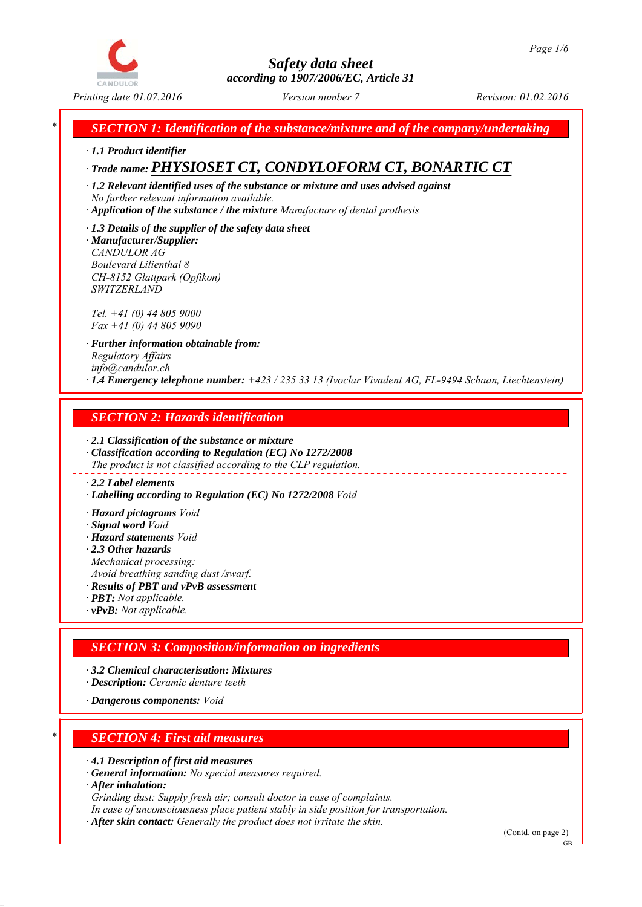# Safety data sheet

*according to 1907/2006/EC, Article 31*

Printing date 01.07.2016 | Version number 7 | Revision: 01.02.2016

## SECTION 1: Identification of the substance/mixture and of the company/undertaking

· **1.1 Product identifier**

· **Trade name: PHYSIOSET CT, CONDYLOFORM CT, BONARTIC CT**

· **1.2 Relevant identified uses of the substance or mixture and uses advised against**
No further relevant information available.

· **Application of the substance / the mixture** Manufacture of dental prothesis

· **1.3 Details of the supplier of the safety data sheet**

· **Manufacturer/Supplier:**
CANDULOR AG
Boulevard Lilienthal 8
CH-8152 Glattpark (Opfikon)
SWITZERLAND

Tel. +41 (0) 44 805 9000
Fax +41 (0) 44 805 9090

· **Further information obtainable from:**
Regulatory Affairs
info@candulor.ch

· **1.4 Emergency telephone number:** +423 / 235 33 13 (Ivoclar Vivadent AG, FL-9494 Schaan, Liechtenstein)

## SECTION 2: Hazards identification

· **2.1 Classification of the substance or mixture**

· **Classification according to Regulation (EC) No 1272/2008**
The product is not classified according to the CLP regulation.

· **2.2 Label elements**

· **Labelling according to Regulation (EC) No 1272/2008** Void

· **Hazard pictograms** Void

· **Signal word** Void

· **Hazard statements** Void

· **2.3 Other hazards**
Mechanical processing:
Avoid breathing sanding dust /swarf.

· **Results of PBT and vPvB assessment**

· **PBT:** Not applicable.

· **vPvB:** Not applicable.

## SECTION 3: Composition/information on ingredients

· **3.2 Chemical characterisation: Mixtures**

· **Description:** Ceramic denture teeth

· **Dangerous components:** Void

## SECTION 4: First aid measures

· **4.1 Description of first aid measures**

· **General information:** No special measures required.

· **After inhalation:**
Grinding dust: Supply fresh air; consult doctor in case of complaints.
In case of unconsciousness place patient stably in side position for transportation.

· **After skin contact:** Generally the product does not irritate the skin.

(Contd. on page 2)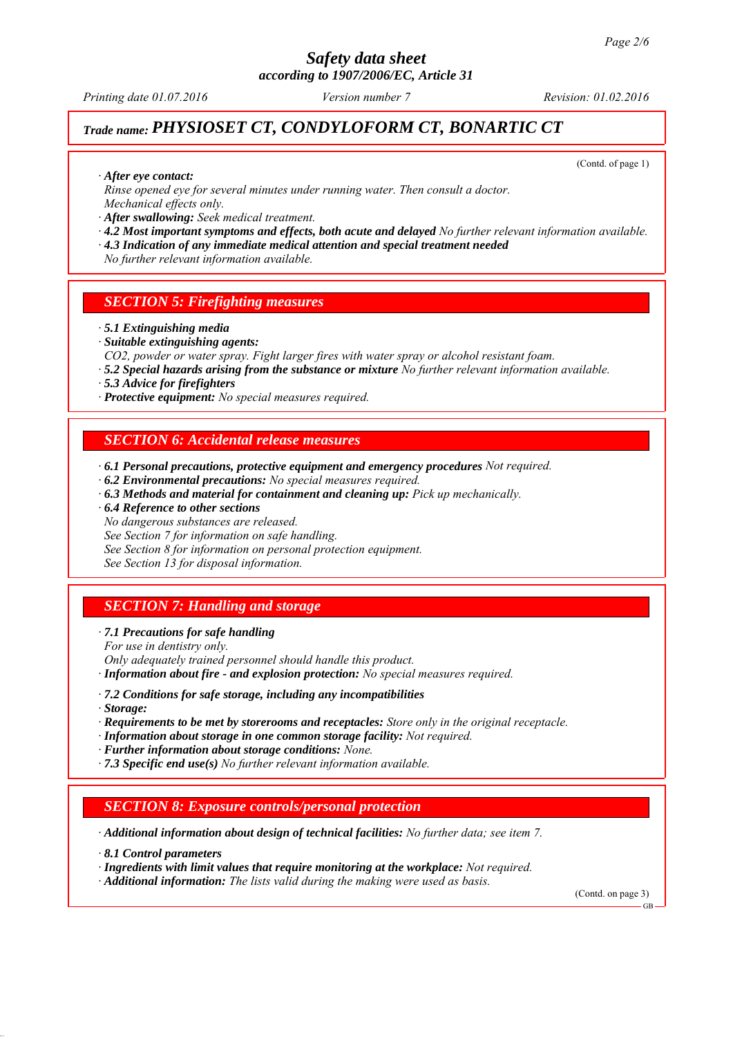## Trade name: *PHYSIOSET CT, CONDYLOFORM CT, BONARTIC CT*

(Contd. of page 1)

· ***After eye contact:***
*Rinse opened eye for several minutes under running water. Then consult a doctor.*
*Mechanical effects only.*
· ***After swallowing:*** *Seek medical treatment.*
· ***4.2 Most important symptoms and effects, both acute and delayed*** *No further relevant information available.*
· ***4.3 Indication of any immediate medical attention and special treatment needed***
*No further relevant information available.*

## SECTION 5: Firefighting measures

· ***5.1 Extinguishing media***
· ***Suitable extinguishing agents:***
*$CO_2$, powder or water spray. Fight larger fires with water spray or alcohol resistant foam.*
· ***5.2 Special hazards arising from the substance or mixture*** *No further relevant information available.*
· ***5.3 Advice for firefighters***
· ***Protective equipment:*** *No special measures required.*

## SECTION 6: Accidental release measures

· ***6.1 Personal precautions, protective equipment and emergency procedures*** *Not required.*
· ***6.2 Environmental precautions:*** *No special measures required.*
· ***6.3 Methods and material for containment and cleaning up:*** *Pick up mechanically.*
· ***6.4 Reference to other sections***
*No dangerous substances are released.*
*See Section 7 for information on safe handling.*
*See Section 8 for information on personal protection equipment.*
*See Section 13 for disposal information.*

## SECTION 7: Handling and storage

· ***7.1 Precautions for safe handling***
*For use in dentistry only.*
*Only adequately trained personnel should handle this product.*
· ***Information about fire - and explosion protection:*** *No special measures required.*

· ***7.2 Conditions for safe storage, including any incompatibilities***
· ***Storage:***
· ***Requirements to be met by storerooms and receptacles:*** *Store only in the original receptacle.*
· ***Information about storage in one common storage facility:*** *Not required.*
· ***Further information about storage conditions:*** *None.*
· ***7.3 Specific end use(s)*** *No further relevant information available.*

## SECTION 8: Exposure controls/personal protection

· ***Additional information about design of technical facilities:*** *No further data; see item 7.*

· ***8.1 Control parameters***
· ***Ingredients with limit values that require monitoring at the workplace:*** *Not required.*
· ***Additional information:*** *The lists valid during the making were used as basis.*

(Contd. on page 3)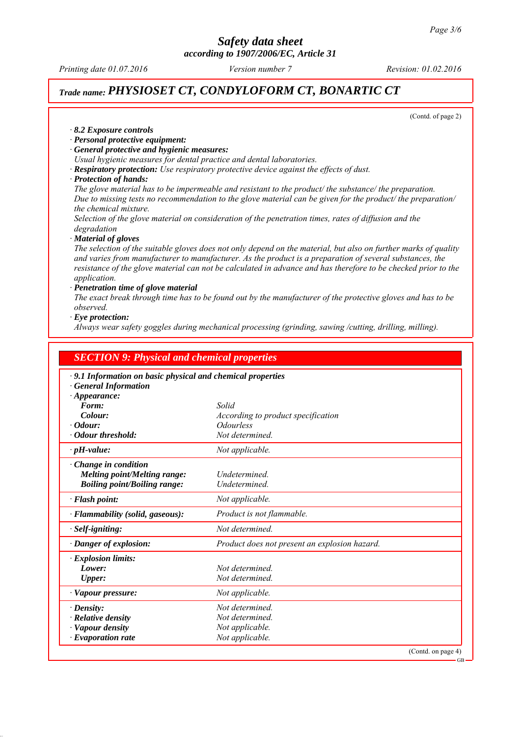# Trade name: PHYSIOSET CT, CONDYLOFORM CT, BONARTIC CT

(Contd. of page 2)

· **8.2 Exposure controls**
· **Personal protective equipment:**
· **General protective and hygienic measures:**
*Usual hygienic measures for dental practice and dental laboratories.*
· **Respiratory protection:** *Use respiratory protective device against the effects of dust.*
· **Protection of hands:**
*The glove material has to be impermeable and resistant to the product/ the substance/ the preparation.*
*Due to missing tests no recommendation to the glove material can be given for the product/ the preparation/ the chemical mixture.*
*Selection of the glove material on consideration of the penetration times, rates of diffusion and the degradation*
· **Material of gloves**
*The selection of the suitable gloves does not only depend on the material, but also on further marks of quality and varies from manufacturer to manufacturer. As the product is a preparation of several substances, the resistance of the glove material can not be calculated in advance and has therefore to be checked prior to the application.*
· **Penetration time of glove material**
*The exact break through time has to be found out by the manufacturer of the protective gloves and has to be observed.*
· **Eye protection:**
*Always wear safety goggles during mechanical processing (grinding, sawing /cutting, drilling, milling).*

## SECTION 9: Physical and chemical properties

· **9.1 Information on basic physical and chemical properties**
· **General Information**

| | |
|---|---|
| · **Appearance:** | |
| **Form:** | *Solid* |
| **Colour:** | *According to product specification* |
| · **Odour:** | *Odourless* |
| · **Odour threshold:** | *Not determined.* |
| · **pH-value:** | *Not applicable.* |
| · **Change in condition** | |
| **Melting point/Melting range:** | *Undetermined.* |
| **Boiling point/Boiling range:** | *Undetermined.* |
| · **Flash point:** | *Not applicable.* |
| · **Flammability (solid, gaseous):** | *Product is not flammable.* |
| · **Self-igniting:** | *Not determined.* |
| · **Danger of explosion:** | *Product does not present an explosion hazard.* |
| · **Explosion limits:** | |
| **Lower:** | *Not determined.* |
| **Upper:** | *Not determined.* |
| · **Vapour pressure:** | *Not applicable.* |
| · **Density:** | *Not determined.* |
| · **Relative density** | *Not determined.* |
| · **Vapour density** | *Not applicable.* |
| · **Evaporation rate** | *Not applicable.* |

(Contd. on page 4)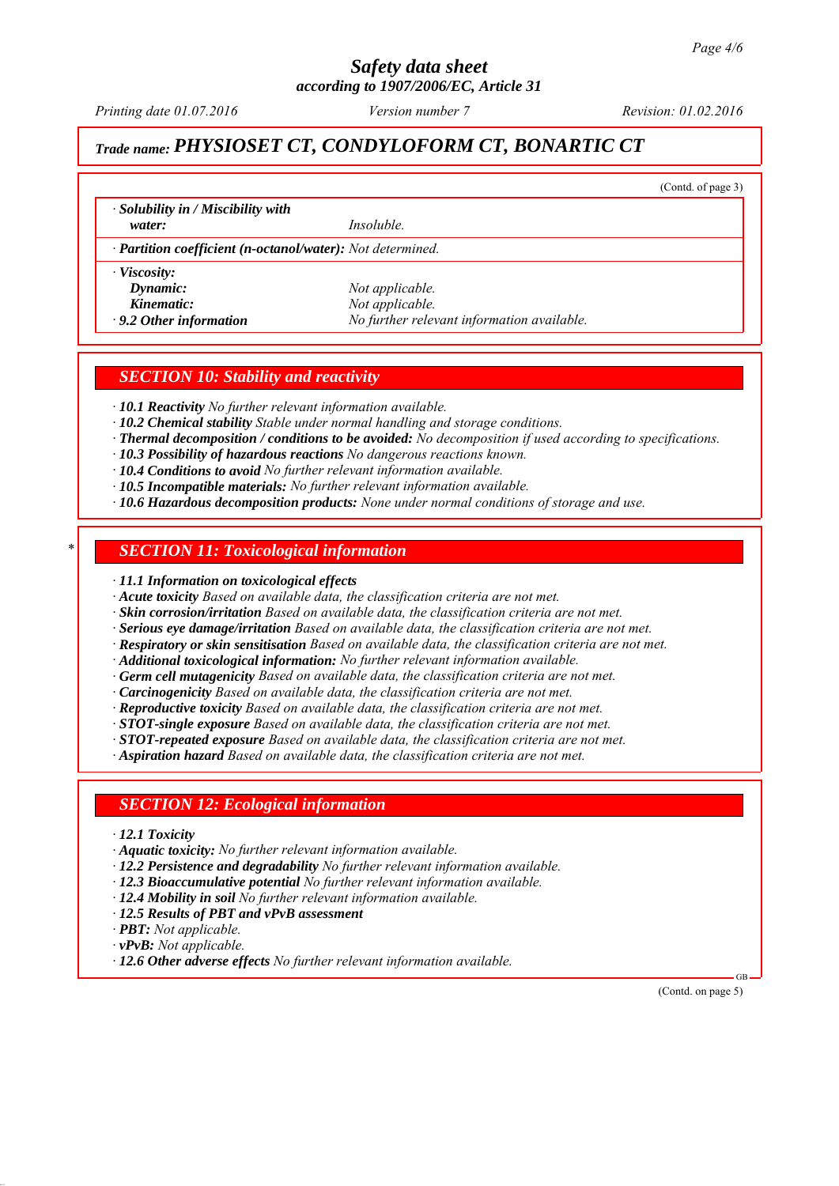# Trade name: PHYSIOSET CT, CONDYLOFORM CT, BONARTIC CT

(Contd. of page 3)

| | |
|---|---|
| · **Solubility in / Miscibility with water:** | *Insoluble.* |
| · **Partition coefficient (n-octanol/water):** *Not determined.* | |
| · **Viscosity:** | |
| **Dynamic:** | *Not applicable.* |
| **Kinematic:** | *Not applicable.* |
| · **9.2 Other information** | *No further relevant information available.* |

## SECTION 10: Stability and reactivity

- · **10.1 Reactivity** *No further relevant information available.*
- · **10.2 Chemical stability** *Stable under normal handling and storage conditions.*
- · **Thermal decomposition / conditions to be avoided:** *No decomposition if used according to specifications.*
- · **10.3 Possibility of hazardous reactions** *No dangerous reactions known.*
- · **10.4 Conditions to avoid** *No further relevant information available.*
- · **10.5 Incompatible materials:** *No further relevant information available.*
- · **10.6 Hazardous decomposition products:** *None under normal conditions of storage and use.*

\* 

## SECTION 11: Toxicological information

- · **11.1 Information on toxicological effects**
- · **Acute toxicity** *Based on available data, the classification criteria are not met.*
- · **Skin corrosion/irritation** *Based on available data, the classification criteria are not met.*
- · **Serious eye damage/irritation** *Based on available data, the classification criteria are not met.*
- · **Respiratory or skin sensitisation** *Based on available data, the classification criteria are not met.*
- · **Additional toxicological information:** *No further relevant information available.*
- · **Germ cell mutagenicity** *Based on available data, the classification criteria are not met.*
- · **Carcinogenicity** *Based on available data, the classification criteria are not met.*
- · **Reproductive toxicity** *Based on available data, the classification criteria are not met.*
- · **STOT-single exposure** *Based on available data, the classification criteria are not met.*
- · **STOT-repeated exposure** *Based on available data, the classification criteria are not met.*
- · **Aspiration hazard** *Based on available data, the classification criteria are not met.*

## SECTION 12: Ecological information

- · **12.1 Toxicity**
- · **Aquatic toxicity:** *No further relevant information available.*
- · **12.2 Persistence and degradability** *No further relevant information available.*
- · **12.3 Bioaccumulative potential** *No further relevant information available.*
- · **12.4 Mobility in soil** *No further relevant information available.*
- · **12.5 Results of PBT and vPvB assessment**
- · **PBT:** *Not applicable.*
- · **vPvB:** *Not applicable.*
- · **12.6 Other adverse effects** *No further relevant information available.*

(Contd. on page 5)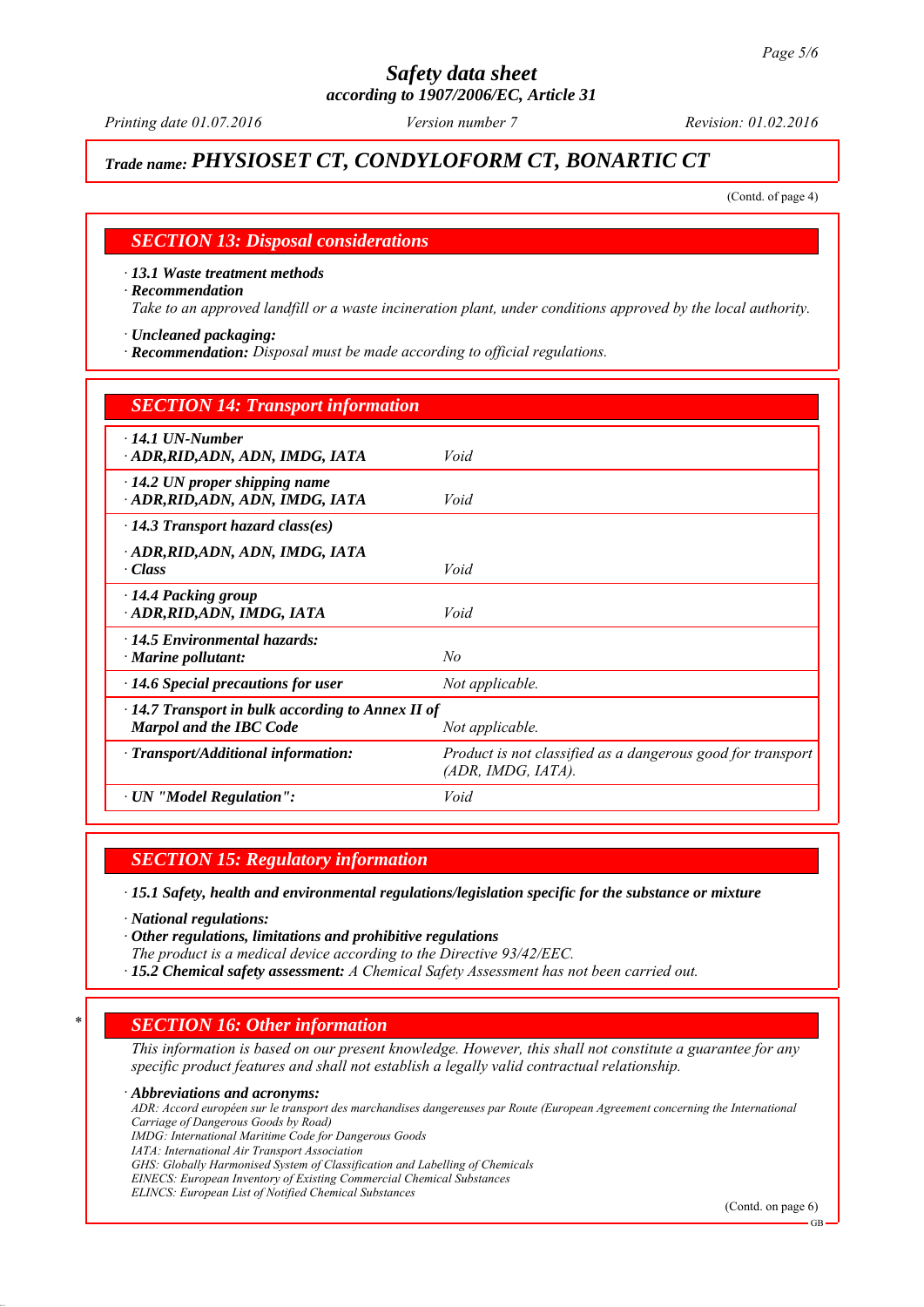# Safety data sheet
according to 1907/2006/EC, Article 31

*Printing date 01.07.2016* *Version number 7* *Revision: 01.02.2016*

**Trade name: PHYSIOSET CT, CONDYLOFORM CT, BONARTIC CT**

(Contd. of page 4)

## SECTION 13: Disposal considerations

· **13.1 Waste treatment methods**
· **Recommendation**
Take to an approved landfill or a waste incineration plant, under conditions approved by the local authority.

· **Uncleaned packaging:**
· **Recommendation:** Disposal must be made according to official regulations.

## SECTION 14: Transport information

| | |
|---|---|
| · **14.1 UN-Number**<br>· **ADR,RID,ADN, ADN, IMDG, IATA** | Void |
| · **14.2 UN proper shipping name**<br>· **ADR,RID,ADN, ADN, IMDG, IATA** | Void |
| · **14.3 Transport hazard class(es)**<br>· **ADR,RID,ADN, ADN, IMDG, IATA**<br>· **Class** | Void |
| · **14.4 Packing group**<br>· **ADR,RID,ADN, IMDG, IATA** | Void |
| · **14.5 Environmental hazards:**<br>· **Marine pollutant:** | No |
| · **14.6 Special precautions for user** | Not applicable. |
| · **14.7 Transport in bulk according to Annex II of Marpol and the IBC Code** | Not applicable. |
| · **Transport/Additional information:** | Product is not classified as a dangerous good for transport (ADR, IMDG, IATA). |
| · **UN "Model Regulation":** | Void |

## SECTION 15: Regulatory information

· **15.1 Safety, health and environmental regulations/legislation specific for the substance or mixture**

· **National regulations:**
· **Other regulations, limitations and prohibitive regulations**
The product is a medical device according to the Directive 93/42/EEC.
· **15.2 Chemical safety assessment:** A Chemical Safety Assessment has not been carried out.

## SECTION 16: Other information

This information is based on our present knowledge. However, this shall not constitute a guarantee for any specific product features and shall not establish a legally valid contractual relationship.

· **Abbreviations and acronyms:**
ADR: Accord européen sur le transport des marchandises dangereuses par Route (European Agreement concerning the International Carriage of Dangerous Goods by Road)
IMDG: International Maritime Code for Dangerous Goods
IATA: International Air Transport Association
GHS: Globally Harmonised System of Classification and Labelling of Chemicals
EINECS: European Inventory of Existing Commercial Chemical Substances
ELINCS: European List of Notified Chemical Substances

(Contd. on page 6)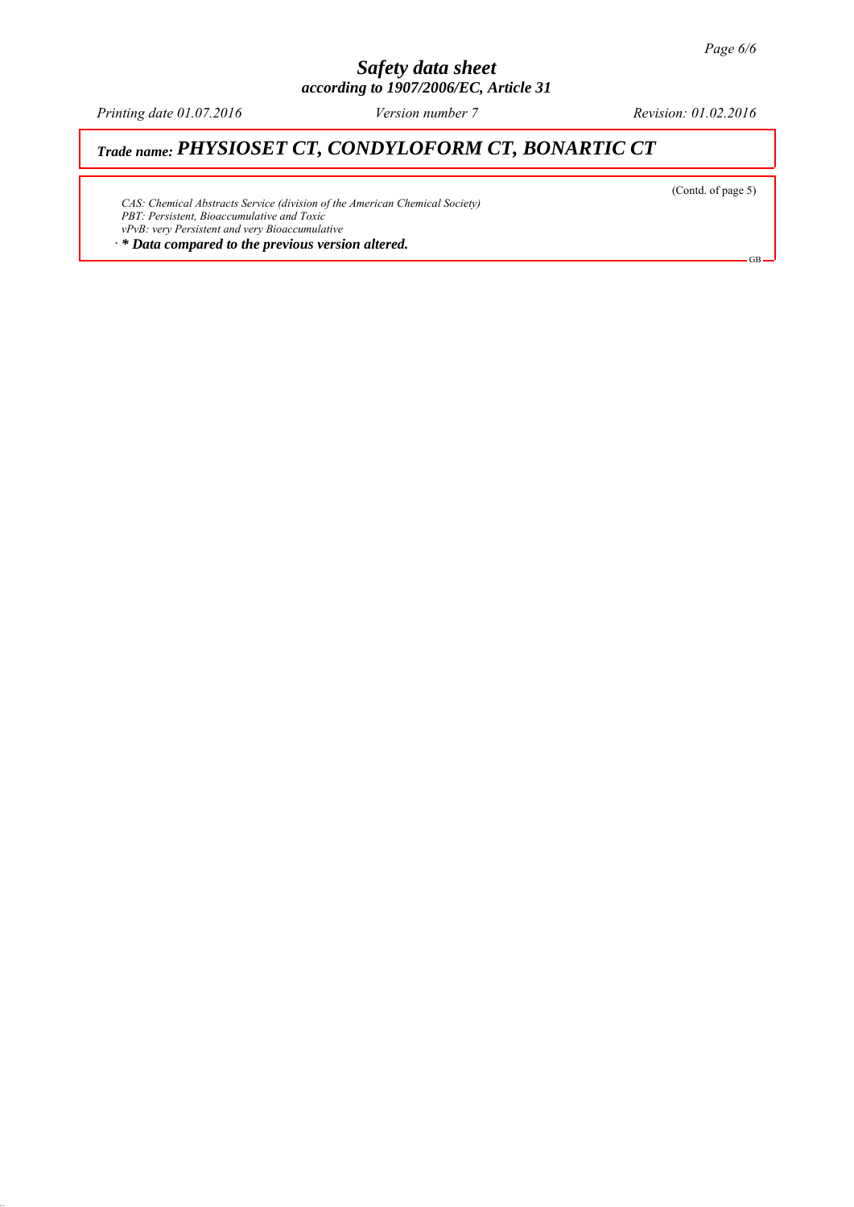(Contd. of page 5)

*CAS: Chemical Abstracts Service (division of the American Chemical Society)*
*PBT: Persistent, Bioaccumulative and Toxic*
*vPvB: very Persistent and very Bioaccumulative*

· ***\* Data compared to the previous version altered.***